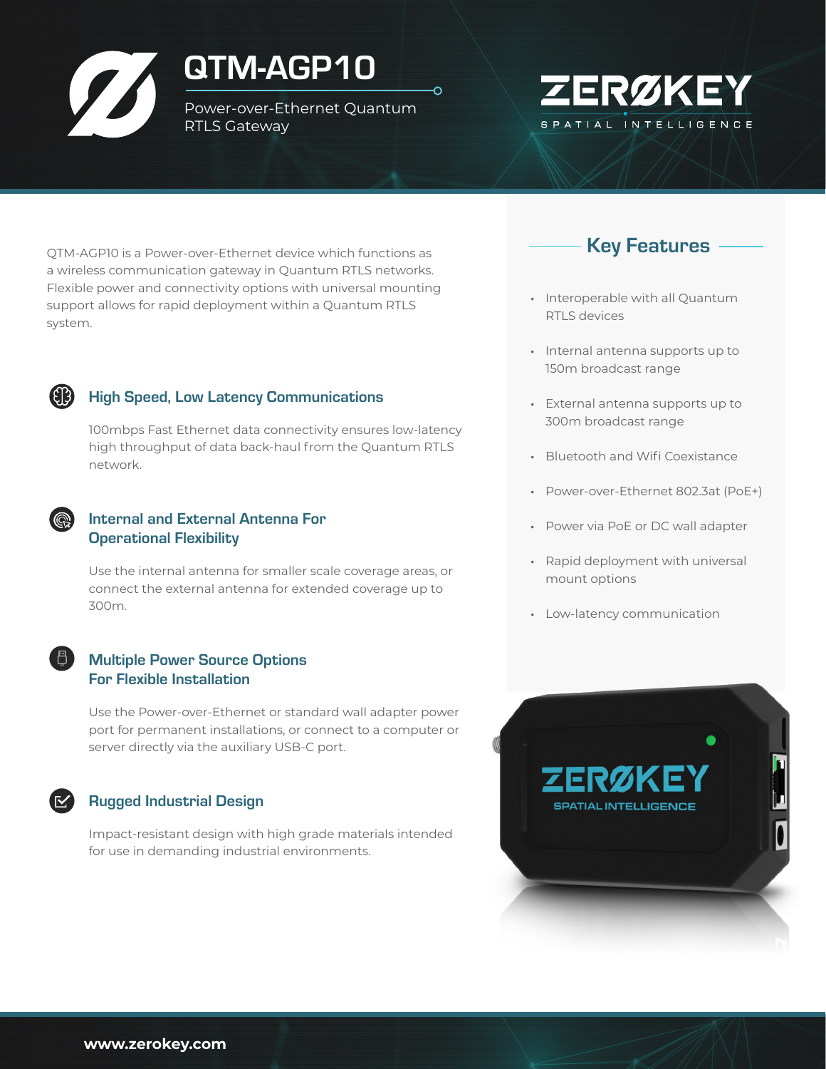# QTM-AGP10

Power-over-Ethernet Quantum RTLS Gateway

ZERØKEY
SPATIAL INTELLIGENCE

QTM-AGP10 is a Power-over-Ethernet device which functions as a wireless communication gateway in Quantum RTLS networks. Flexible power and connectivity options with universal mounting support allows for rapid deployment within a Quantum RTLS system.

## High Speed, Low Latency Communications

100mbps Fast Ethernet data connectivity ensures low-latency high throughput of data back-haul from the Quantum RTLS network.

## Internal and External Antenna For Operational Flexibility

Use the internal antenna for smaller scale coverage areas, or connect the external antenna for extended coverage up to 300m.

## Multiple Power Source Options For Flexible Installation

Use the Power-over-Ethernet or standard wall adapter power port for permanent installations, or connect to a computer or server directly via the auxiliary USB-C port.

## Rugged Industrial Design

Impact-resistant design with high grade materials intended for use in demanding industrial environments.

## Key Features

- Interoperable with all Quantum RTLS devices
- Internal antenna supports up to 150m broadcast range
- External antenna supports up to 300m broadcast range
- Bluetooth and Wifi Coexistance
- Power-over-Ethernet 802.3at (PoE+)
- Power via PoE or DC wall adapter
- Rapid deployment with universal mount options
- Low-latency communication

www.zerokey.com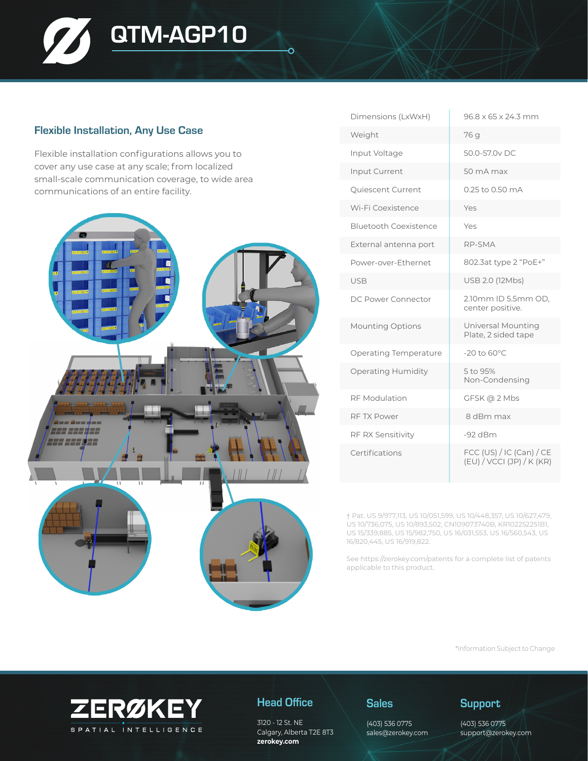# QTM-AGP10

## Flexible Installation, Any Use Case

Flexible installation configurations allows you to cover any use case at any scale; from localized small-scale communication coverage, to wide area communications of an entire facility.

| | |
|---|---|
| Dimensions (LxWxH) | 96.8 x 65 x 24.3 mm |
| Weight | 76 g |
| Input Voltage | 50.0-57.0v DC |
| Input Current | 50 mA max |
| Quiescent Current | 0.25 to 0.50 mA |
| Wi-Fi Coexistence | Yes |
| Bluetooth Coexistence | Yes |
| External antenna port | RP-SMA |
| Power-over-Ethernet | 802.3at type 2 “PoE+” |
| USB | USB 2.0 (12Mbs) |
| DC Power Connector | 2.10mm ID 5.5mm OD, center positive. |
| Mounting Options | Universal Mounting Plate, 2 sided tape |
| Operating Temperature | -20 to 60°C |
| Operating Humidity | 5 to 95% Non-Condensing |
| RF Modulation | GFSK @ 2 Mbs |
| RF TX Power | 8 dBm max |
| RF RX Sensitivity | -92 dBm |
| Certifications | FCC (US) / IC (Can) / CE (EU) / VCCI (JP) / K (KR) |

† Pat. US 9/977,113, US 10/051,599, US 10/448,357, US 10/627,479, US 10/736,075, US 10/893,502, CN109073740B, KR102252251B1, US 15/339,885, US 15/982,750, US 16/031,553, US 16/560,543, US 16/820,445, US 16/919,822.

See https://zerokey.com/patents for a complete list of patents applicable to this product.

*Information Subject to Change

ZERØKEY
SPATIAL INTELLIGENCE

**Head Office**
3120 - 12 St. NE
Calgary, Alberta T2E 8T3
**zerokey.com**

**Sales**
(403) 536 0775
sales@zerokey.com

**Support**
(403) 536 0775
support@zerokey.com